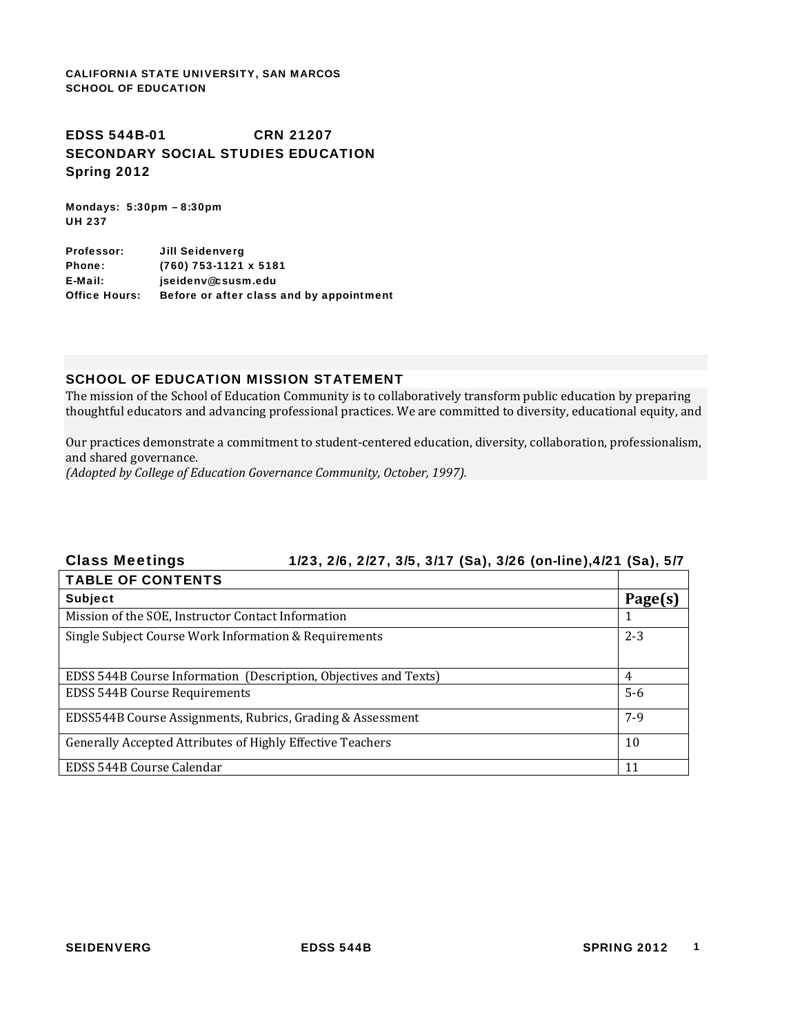**CALIFORNIA STATE UNIVERSITY, SAN MARCOS**
**SCHOOL OF EDUCATION**

## EDSS 544B-01 CRN 21207
## SECONDARY SOCIAL STUDIES EDUCATION
## Spring 2012

**Mondays: 5:30pm – 8:30pm**
**UH 237**

**Professor:** Jill Seidenverg
**Phone:** (760) 753-1121 x 5181
**E-Mail:** jseidenv@csusm.edu
**Office Hours:** Before or after class and by appointment

### SCHOOL OF EDUCATION MISSION STATEMENT

The mission of the School of Education Community is to collaboratively transform public education by preparing thoughtful educators and advancing professional practices. We are committed to diversity, educational equity, and

Our practices demonstrate a commitment to student-centered education, diversity, collaboration, professionalism, and shared governance.
*(Adopted by College of Education Governance Community, October, 1997).*

**Class Meetings** 1/23, 2/6, 2/27, 3/5, 3/17 (Sa), 3/26 (on-line), 4/21 (Sa), 5/7

| TABLE OF CONTENTS | |
|---|---|
| **Subject** | **Page(s)** |
| Mission of the SOE, Instructor Contact Information | 1 |
| Single Subject Course Work Information & Requirements | 2-3 |
| EDSS 544B Course Information (Description, Objectives and Texts) | 4 |
| EDSS 544B Course Requirements | 5-6 |
| EDSS544B Course Assignments, Rubrics, Grading & Assessment | 7-9 |
| Generally Accepted Attributes of Highly Effective Teachers | 10 |
| EDSS 544B Course Calendar | 11 |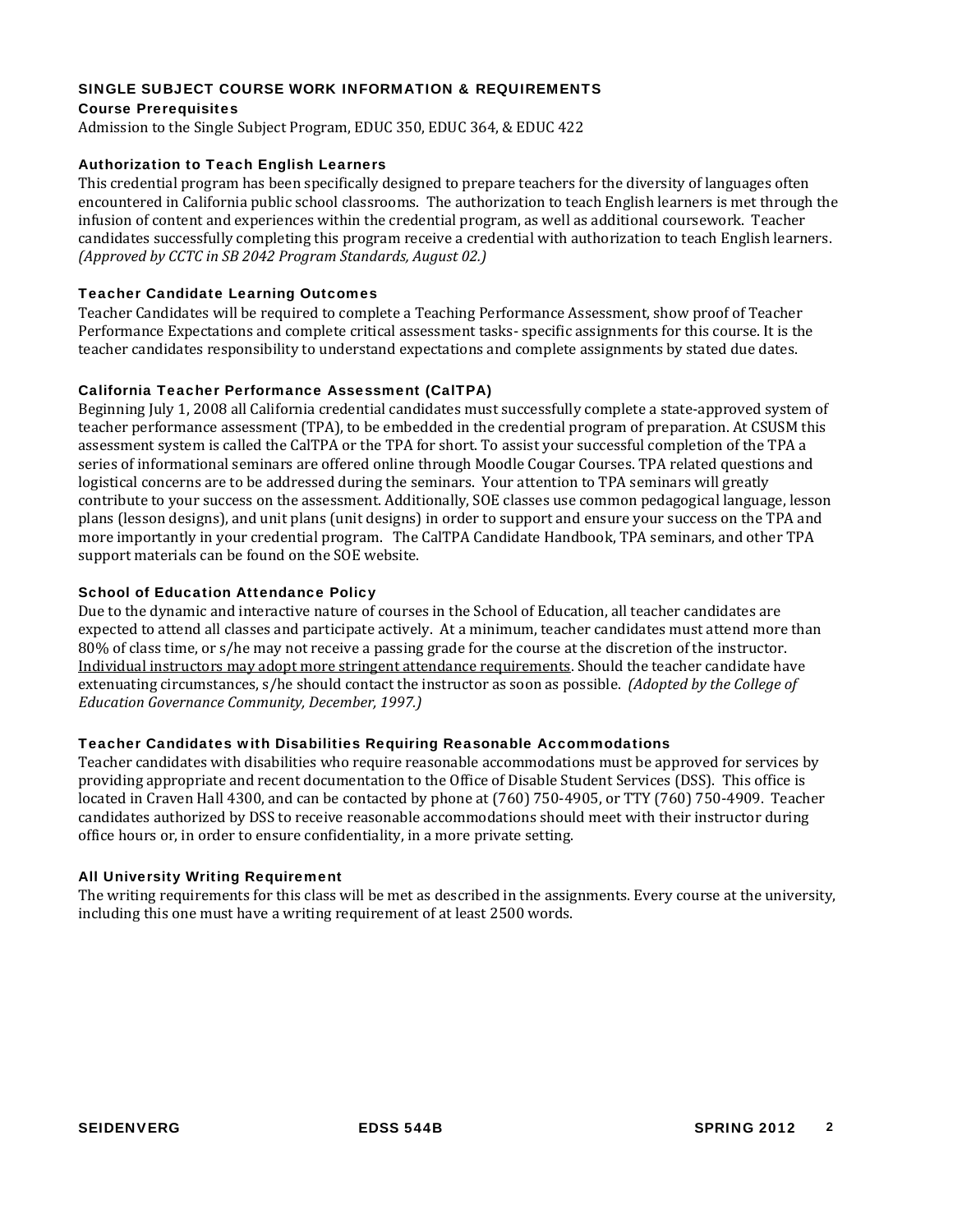## SINGLE SUBJECT COURSE WORK INFORMATION & REQUIREMENTS

### Course Prerequisites

Admission to the Single Subject Program, EDUC 350, EDUC 364, & EDUC 422

### Authorization to Teach English Learners

This credential program has been specifically designed to prepare teachers for the diversity of languages often encountered in California public school classrooms. The authorization to teach English learners is met through the infusion of content and experiences within the credential program, as well as additional coursework. Teacher candidates successfully completing this program receive a credential with authorization to teach English learners. *(Approved by CCTC in SB 2042 Program Standards, August 02.)*

### Teacher Candidate Learning Outcomes

Teacher Candidates will be required to complete a Teaching Performance Assessment, show proof of Teacher Performance Expectations and complete critical assessment tasks- specific assignments for this course. It is the teacher candidates responsibility to understand expectations and complete assignments by stated due dates.

### California Teacher Performance Assessment (CalTPA)

Beginning July 1, 2008 all California credential candidates must successfully complete a state-approved system of teacher performance assessment (TPA), to be embedded in the credential program of preparation. At CSUSM this assessment system is called the CalTPA or the TPA for short. To assist your successful completion of the TPA a series of informational seminars are offered online through Moodle Cougar Courses. TPA related questions and logistical concerns are to be addressed during the seminars. Your attention to TPA seminars will greatly contribute to your success on the assessment. Additionally, SOE classes use common pedagogical language, lesson plans (lesson designs), and unit plans (unit designs) in order to support and ensure your success on the TPA and more importantly in your credential program. The CalTPA Candidate Handbook, TPA seminars, and other TPA support materials can be found on the SOE website.

### School of Education Attendance Policy

Due to the dynamic and interactive nature of courses in the School of Education, all teacher candidates are expected to attend all classes and participate actively. At a minimum, teacher candidates must attend more than 80% of class time, or s/he may not receive a passing grade for the course at the discretion of the instructor. <u>Individual instructors may adopt more stringent attendance requirements</u>. Should the teacher candidate have extenuating circumstances, s/he should contact the instructor as soon as possible. *(Adopted by the College of Education Governance Community, December, 1997.)*

### Teacher Candidates with Disabilities Requiring Reasonable Accommodations

Teacher candidates with disabilities who require reasonable accommodations must be approved for services by providing appropriate and recent documentation to the Office of Disable Student Services (DSS). This office is located in Craven Hall 4300, and can be contacted by phone at (760) 750-4905, or TTY (760) 750-4909. Teacher candidates authorized by DSS to receive reasonable accommodations should meet with their instructor during office hours or, in order to ensure confidentiality, in a more private setting.

### All University Writing Requirement

The writing requirements for this class will be met as described in the assignments. Every course at the university, including this one must have a writing requirement of at least 2500 words.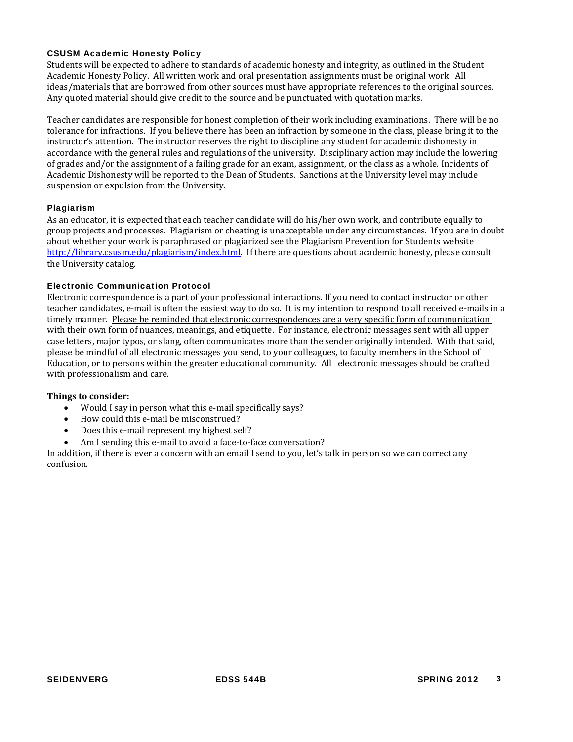### CSUSM Academic Honesty Policy

Students will be expected to adhere to standards of academic honesty and integrity, as outlined in the Student Academic Honesty Policy. All written work and oral presentation assignments must be original work. All ideas/materials that are borrowed from other sources must have appropriate references to the original sources. Any quoted material should give credit to the source and be punctuated with quotation marks.

Teacher candidates are responsible for honest completion of their work including examinations. There will be no tolerance for infractions. If you believe there has been an infraction by someone in the class, please bring it to the instructor's attention. The instructor reserves the right to discipline any student for academic dishonesty in accordance with the general rules and regulations of the university. Disciplinary action may include the lowering of grades and/or the assignment of a failing grade for an exam, assignment, or the class as a whole. Incidents of Academic Dishonesty will be reported to the Dean of Students. Sanctions at the University level may include suspension or expulsion from the University.

### Plagiarism

As an educator, it is expected that each teacher candidate will do his/her own work, and contribute equally to group projects and processes. Plagiarism or cheating is unacceptable under any circumstances. If you are in doubt about whether your work is paraphrased or plagiarized see the Plagiarism Prevention for Students website http://library.csusm.edu/plagiarism/index.html. If there are questions about academic honesty, please consult the University catalog.

### Electronic Communication Protocol

Electronic correspondence is a part of your professional interactions. If you need to contact instructor or other teacher candidates, e-mail is often the easiest way to do so. It is my intention to respond to all received e-mails in a timely manner. <u>Please be reminded that electronic correspondences are a very specific form of communication, with their own form of nuances, meanings, and etiquette</u>. For instance, electronic messages sent with all upper case letters, major typos, or slang, often communicates more than the sender originally intended. With that said, please be mindful of all electronic messages you send, to your colleagues, to faculty members in the School of Education, or to persons within the greater educational community. All electronic messages should be crafted with professionalism and care.

**Things to consider:**

- Would I say in person what this e-mail specifically says?
- How could this e-mail be misconstrued?
- Does this e-mail represent my highest self?
- Am I sending this e-mail to avoid a face-to-face conversation?

In addition, if there is ever a concern with an email I send to you, let's talk in person so we can correct any confusion.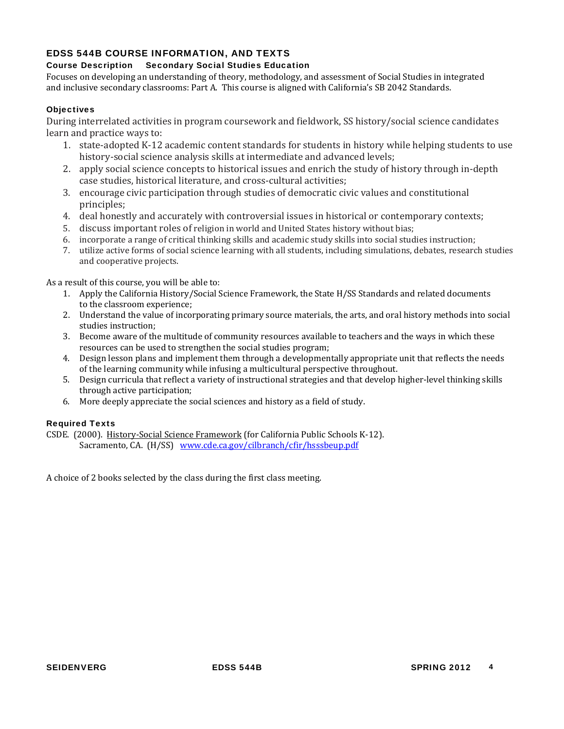## EDSS 544B COURSE INFORMATION, AND TEXTS

### Course Description    Secondary Social Studies Education

Focuses on developing an understanding of theory, methodology, and assessment of Social Studies in integrated and inclusive secondary classrooms: Part A. This course is aligned with California's SB 2042 Standards.

### Objectives

During interrelated activities in program coursework and fieldwork, SS history/social science candidates learn and practice ways to:

1. state-adopted K-12 academic content standards for students in history while helping students to use history-social science analysis skills at intermediate and advanced levels;
2. apply social science concepts to historical issues and enrich the study of history through in-depth case studies, historical literature, and cross-cultural activities;
3. encourage civic participation through studies of democratic civic values and constitutional principles;
4. deal honestly and accurately with controversial issues in historical or contemporary contexts;
5. discuss important roles of religion in world and United States history without bias;
6. incorporate a range of critical thinking skills and academic study skills into social studies instruction;
7. utilize active forms of social science learning with all students, including simulations, debates, research studies and cooperative projects.

As a result of this course, you will be able to:

1. Apply the California History/Social Science Framework, the State H/SS Standards and related documents to the classroom experience;
2. Understand the value of incorporating primary source materials, the arts, and oral history methods into social studies instruction;
3. Become aware of the multitude of community resources available to teachers and the ways in which these resources can be used to strengthen the social studies program;
4. Design lesson plans and implement them through a developmentally appropriate unit that reflects the needs of the learning community while infusing a multicultural perspective throughout.
5. Design curricula that reflect a variety of instructional strategies and that develop higher-level thinking skills through active participation;
6. More deeply appreciate the social sciences and history as a field of study.

### Required Texts

CSDE. (2000). History-Social Science Framework (for California Public Schools K-12). Sacramento, CA. (H/SS) www.cde.ca.gov/cilbranch/cfir/hsssbeup.pdf

A choice of 2 books selected by the class during the first class meeting.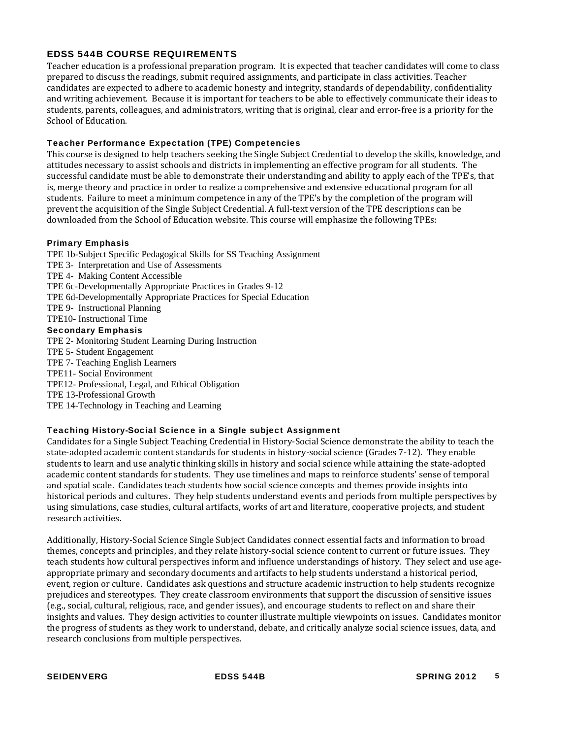## EDSS 544B COURSE REQUIREMENTS

Teacher education is a professional preparation program. It is expected that teacher candidates will come to class prepared to discuss the readings, submit required assignments, and participate in class activities. Teacher candidates are expected to adhere to academic honesty and integrity, standards of dependability, confidentiality and writing achievement. Because it is important for teachers to be able to effectively communicate their ideas to students, parents, colleagues, and administrators, writing that is original, clear and error-free is a priority for the School of Education.

### Teacher Performance Expectation (TPE) Competencies

This course is designed to help teachers seeking the Single Subject Credential to develop the skills, knowledge, and attitudes necessary to assist schools and districts in implementing an effective program for all students. The successful candidate must be able to demonstrate their understanding and ability to apply each of the TPE's, that is, merge theory and practice in order to realize a comprehensive and extensive educational program for all students. Failure to meet a minimum competence in any of the TPE's by the completion of the program will prevent the acquisition of the Single Subject Credential. A full-text version of the TPE descriptions can be downloaded from the School of Education website. This course will emphasize the following TPEs:

#### Primary Emphasis

TPE 1b-Subject Specific Pedagogical Skills for SS Teaching Assignment
TPE 3- Interpretation and Use of Assessments
TPE 4- Making Content Accessible
TPE 6c-Developmentally Appropriate Practices in Grades 9-12
TPE 6d-Developmentally Appropriate Practices for Special Education
TPE 9- Instructional Planning
TPE10- Instructional Time

#### Secondary Emphasis

TPE 2- Monitoring Student Learning During Instruction
TPE 5- Student Engagement
TPE 7- Teaching English Learners
TPE11- Social Environment
TPE12- Professional, Legal, and Ethical Obligation
TPE 13-Professional Growth
TPE 14-Technology in Teaching and Learning

### Teaching History-Social Science in a Single subject Assignment

Candidates for a Single Subject Teaching Credential in History-Social Science demonstrate the ability to teach the state-adopted academic content standards for students in history-social science (Grades 7-12). They enable students to learn and use analytic thinking skills in history and social science while attaining the state-adopted academic content standards for students. They use timelines and maps to reinforce students' sense of temporal and spatial scale. Candidates teach students how social science concepts and themes provide insights into historical periods and cultures. They help students understand events and periods from multiple perspectives by using simulations, case studies, cultural artifacts, works of art and literature, cooperative projects, and student research activities.

Additionally, History-Social Science Single Subject Candidates connect essential facts and information to broad themes, concepts and principles, and they relate history-social science content to current or future issues. They teach students how cultural perspectives inform and influence understandings of history. They select and use age-appropriate primary and secondary documents and artifacts to help students understand a historical period, event, region or culture. Candidates ask questions and structure academic instruction to help students recognize prejudices and stereotypes. They create classroom environments that support the discussion of sensitive issues (e.g., social, cultural, religious, race, and gender issues), and encourage students to reflect on and share their insights and values. They design activities to counter illustrate multiple viewpoints on issues. Candidates monitor the progress of students as they work to understand, debate, and critically analyze social science issues, data, and research conclusions from multiple perspectives.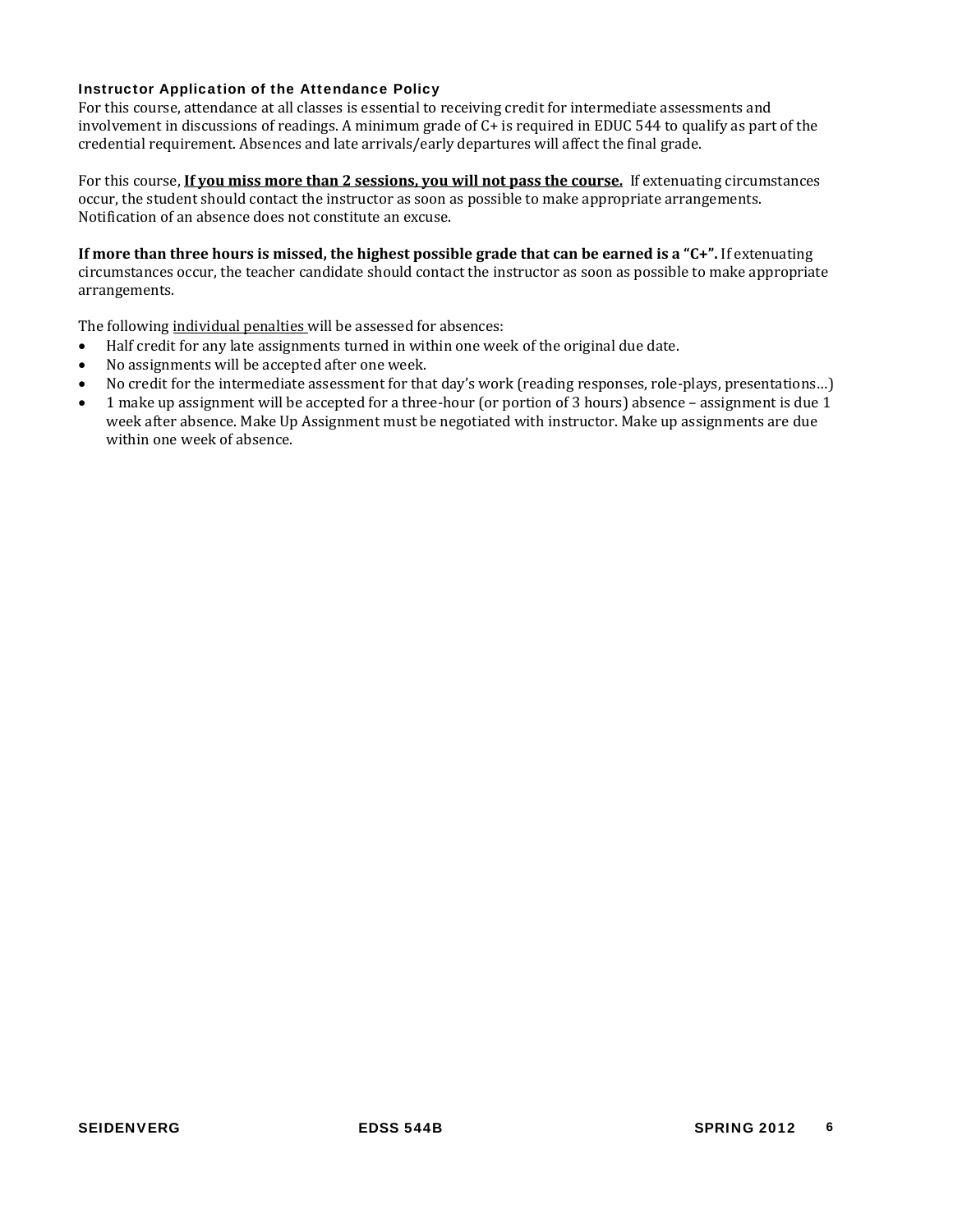### Instructor Application of the Attendance Policy

For this course, attendance at all classes is essential to receiving credit for intermediate assessments and involvement in discussions of readings. A minimum grade of C+ is required in EDUC 544 to qualify as part of the credential requirement. Absences and late arrivals/early departures will affect the final grade.

For this course, **<u>If you miss more than 2 sessions, you will not pass the course.</u>** If extenuating circumstances occur, the student should contact the instructor as soon as possible to make appropriate arrangements. Notification of an absence does not constitute an excuse.

**If more than three hours is missed, the highest possible grade that can be earned is a "C+".** If extenuating circumstances occur, the teacher candidate should contact the instructor as soon as possible to make appropriate arrangements.

The following <u>individual penalties</u> will be assessed for absences:

- Half credit for any late assignments turned in within one week of the original due date.
- No assignments will be accepted after one week.
- No credit for the intermediate assessment for that day's work (reading responses, role-plays, presentations…)
- 1 make up assignment will be accepted for a three-hour (or portion of 3 hours) absence – assignment is due 1 week after absence. Make Up Assignment must be negotiated with instructor. Make up assignments are due within one week of absence.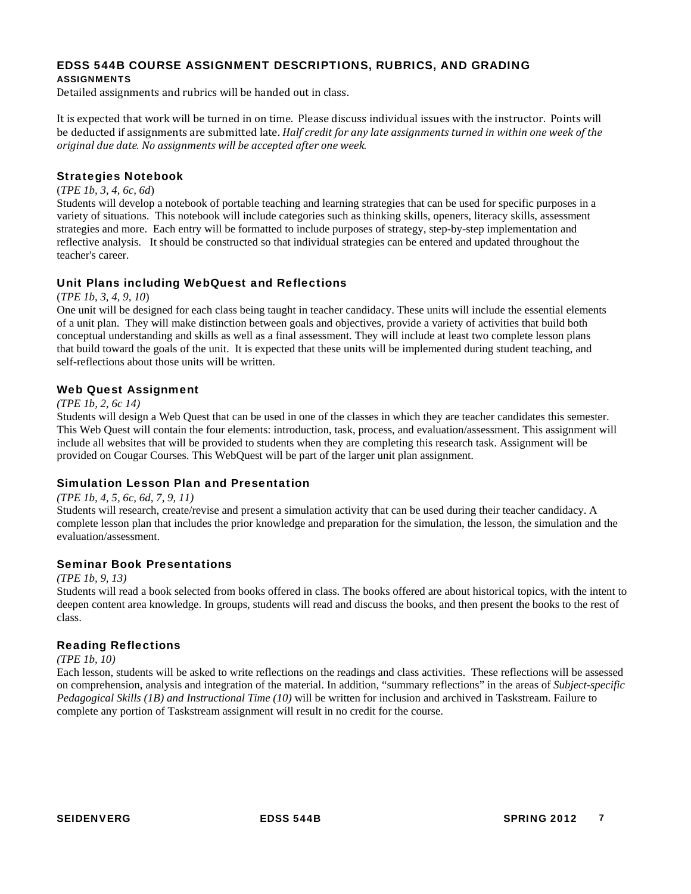## EDSS 544B COURSE ASSIGNMENT DESCRIPTIONS, RUBRICS, AND GRADING

### ASSIGNMENTS

Detailed assignments and rubrics will be handed out in class.

It is expected that work will be turned in on time. Please discuss individual issues with the instructor. Points will be deducted if assignments are submitted late. *Half credit for any late assignments turned in within one week of the original due date. No assignments will be accepted after one week.*

### Strategies Notebook

(*TPE 1b, 3, 4, 6c, 6d*)

Students will develop a notebook of portable teaching and learning strategies that can be used for specific purposes in a variety of situations. This notebook will include categories such as thinking skills, openers, literacy skills, assessment strategies and more. Each entry will be formatted to include purposes of strategy, step-by-step implementation and reflective analysis. It should be constructed so that individual strategies can be entered and updated throughout the teacher's career.

### Unit Plans including WebQuest and Reflections

(*TPE 1b, 3, 4, 9, 10*)

One unit will be designed for each class being taught in teacher candidacy. These units will include the essential elements of a unit plan. They will make distinction between goals and objectives, provide a variety of activities that build both conceptual understanding and skills as well as a final assessment. They will include at least two complete lesson plans that build toward the goals of the unit. It is expected that these units will be implemented during student teaching, and self-reflections about those units will be written.

### Web Quest Assignment

*(TPE 1b, 2, 6c 14)*

Students will design a Web Quest that can be used in one of the classes in which they are teacher candidates this semester. This Web Quest will contain the four elements: introduction, task, process, and evaluation/assessment. This assignment will include all websites that will be provided to students when they are completing this research task. Assignment will be provided on Cougar Courses. This WebQuest will be part of the larger unit plan assignment.

### Simulation Lesson Plan and Presentation

*(TPE 1b, 4, 5, 6c, 6d, 7, 9, 11)*

Students will research, create/revise and present a simulation activity that can be used during their teacher candidacy. A complete lesson plan that includes the prior knowledge and preparation for the simulation, the lesson, the simulation and the evaluation/assessment.

### Seminar Book Presentations

*(TPE 1b, 9, 13)*

Students will read a book selected from books offered in class. The books offered are about historical topics, with the intent to deepen content area knowledge. In groups, students will read and discuss the books, and then present the books to the rest of class.

### Reading Reflections

*(TPE 1b, 10)*

Each lesson, students will be asked to write reflections on the readings and class activities. These reflections will be assessed on comprehension, analysis and integration of the material. In addition, "summary reflections" in the areas of *Subject-specific Pedagogical Skills (1B) and Instructional Time (10)* will be written for inclusion and archived in Taskstream. Failure to complete any portion of Taskstream assignment will result in no credit for the course.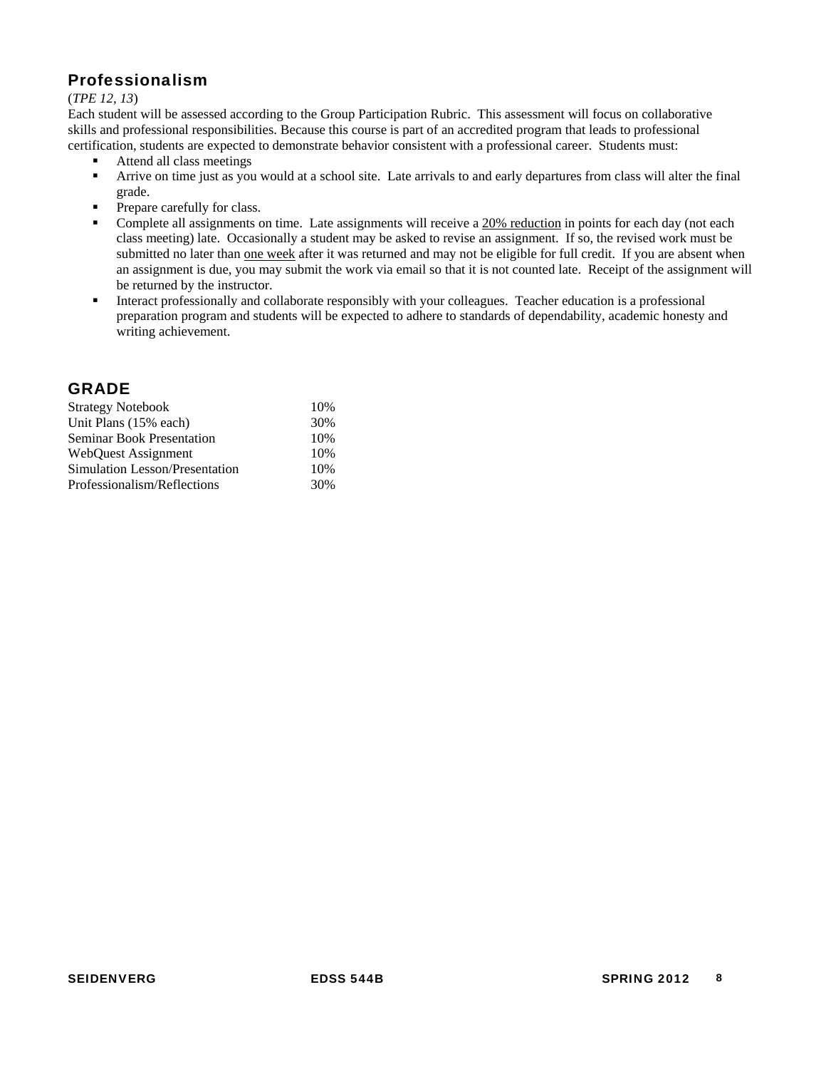## Professionalism

(*TPE 12, 13*)

Each student will be assessed according to the Group Participation Rubric. This assessment will focus on collaborative skills and professional responsibilities. Because this course is part of an accredited program that leads to professional certification, students are expected to demonstrate behavior consistent with a professional career. Students must:

- Attend all class meetings
- Arrive on time just as you would at a school site. Late arrivals to and early departures from class will alter the final grade.
- Prepare carefully for class.
- Complete all assignments on time. Late assignments will receive a <u>20% reduction</u> in points for each day (not each class meeting) late. Occasionally a student may be asked to revise an assignment. If so, the revised work must be submitted no later than <u>one week</u> after it was returned and may not be eligible for full credit. If you are absent when an assignment is due, you may submit the work via email so that it is not counted late. Receipt of the assignment will be returned by the instructor.
- Interact professionally and collaborate responsibly with your colleagues. Teacher education is a professional preparation program and students will be expected to adhere to standards of dependability, academic honesty and writing achievement.

## GRADE

| | |
|---|---|
| Strategy Notebook | 10% |
| Unit Plans (15% each) | 30% |
| Seminar Book Presentation | 10% |
| WebQuest Assignment | 10% |
| Simulation Lesson/Presentation | 10% |
| Professionalism/Reflections | 30% |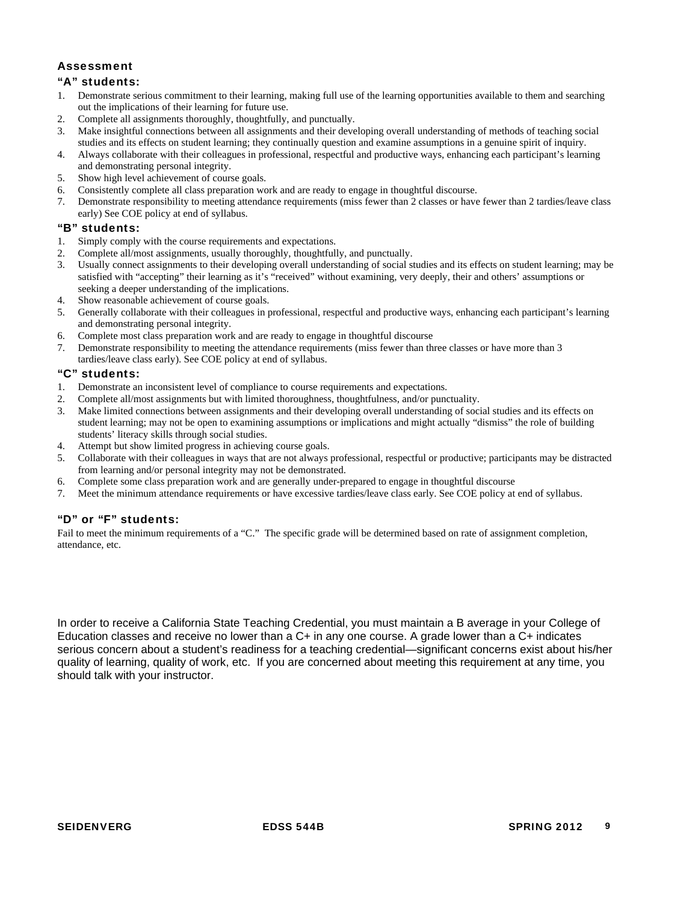## Assessment

### "A" students:

1. Demonstrate serious commitment to their learning, making full use of the learning opportunities available to them and searching out the implications of their learning for future use.
2. Complete all assignments thoroughly, thoughtfully, and punctually.
3. Make insightful connections between all assignments and their developing overall understanding of methods of teaching social studies and its effects on student learning; they continually question and examine assumptions in a genuine spirit of inquiry.
4. Always collaborate with their colleagues in professional, respectful and productive ways, enhancing each participant's learning and demonstrating personal integrity.
5. Show high level achievement of course goals.
6. Consistently complete all class preparation work and are ready to engage in thoughtful discourse.
7. Demonstrate responsibility to meeting attendance requirements (miss fewer than 2 classes or have fewer than 2 tardies/leave class early) See COE policy at end of syllabus.

### "B" students:

1. Simply comply with the course requirements and expectations.
2. Complete all/most assignments, usually thoroughly, thoughtfully, and punctually.
3. Usually connect assignments to their developing overall understanding of social studies and its effects on student learning; may be satisfied with "accepting" their learning as it's "received" without examining, very deeply, their and others' assumptions or seeking a deeper understanding of the implications.
4. Show reasonable achievement of course goals.
5. Generally collaborate with their colleagues in professional, respectful and productive ways, enhancing each participant's learning and demonstrating personal integrity.
6. Complete most class preparation work and are ready to engage in thoughtful discourse
7. Demonstrate responsibility to meeting the attendance requirements (miss fewer than three classes or have more than 3 tardies/leave class early). See COE policy at end of syllabus.

### "C" students:

1. Demonstrate an inconsistent level of compliance to course requirements and expectations.
2. Complete all/most assignments but with limited thoroughness, thoughtfulness, and/or punctuality.
3. Make limited connections between assignments and their developing overall understanding of social studies and its effects on student learning; may not be open to examining assumptions or implications and might actually "dismiss" the role of building students' literacy skills through social studies.
4. Attempt but show limited progress in achieving course goals.
5. Collaborate with their colleagues in ways that are not always professional, respectful or productive; participants may be distracted from learning and/or personal integrity may not be demonstrated.
6. Complete some class preparation work and are generally under-prepared to engage in thoughtful discourse
7. Meet the minimum attendance requirements or have excessive tardies/leave class early. See COE policy at end of syllabus.

### "D" or "F" students:

Fail to meet the minimum requirements of a "C." The specific grade will be determined based on rate of assignment completion, attendance, etc.

In order to receive a California State Teaching Credential, you must maintain a B average in your College of Education classes and receive no lower than a C+ in any one course. A grade lower than a C+ indicates serious concern about a student's readiness for a teaching credential—significant concerns exist about his/her quality of learning, quality of work, etc. If you are concerned about meeting this requirement at any time, you should talk with your instructor.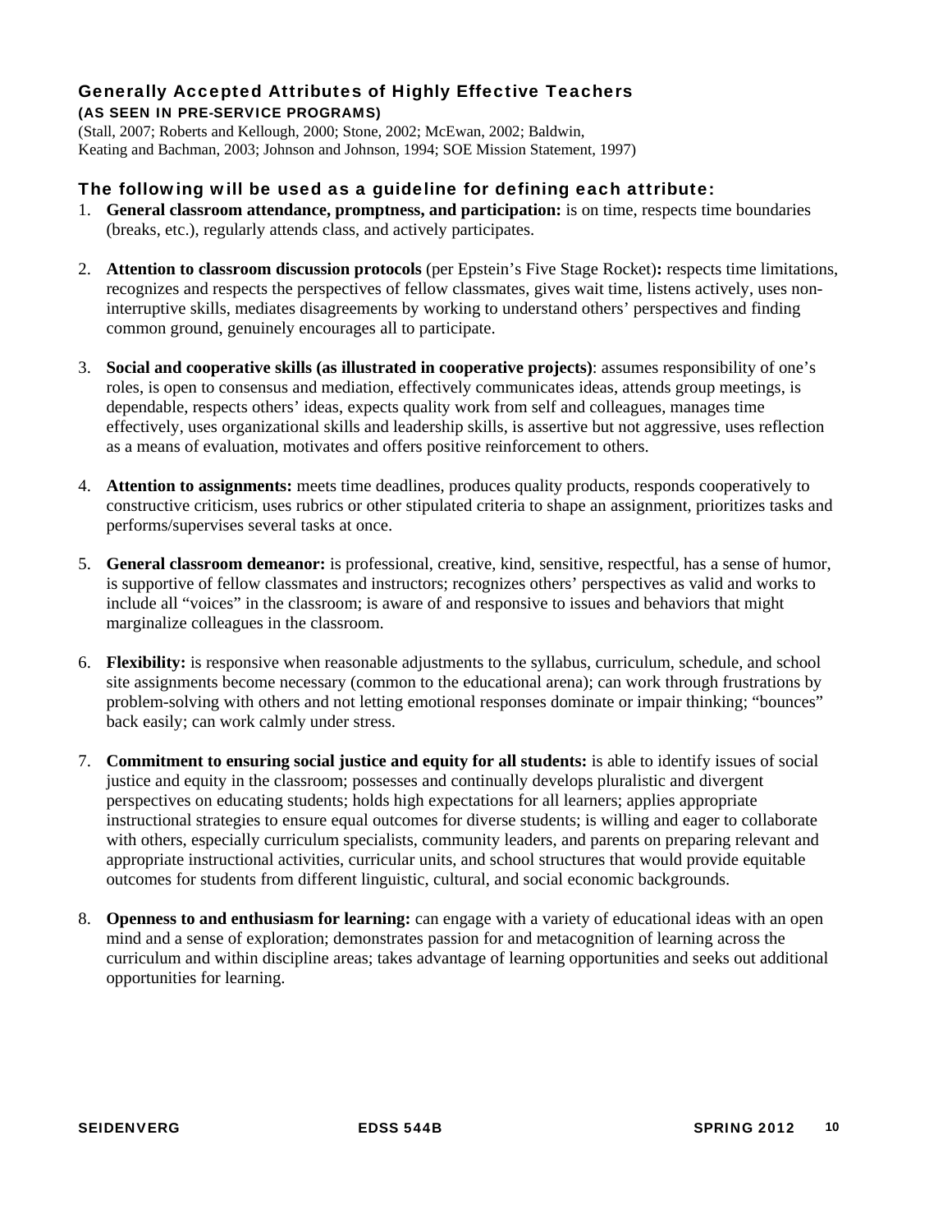## Generally Accepted Attributes of Highly Effective Teachers

**(AS SEEN IN PRE-SERVICE PROGRAMS)**

(Stall, 2007; Roberts and Kellough, 2000; Stone, 2002; McEwan, 2002; Baldwin, Keating and Bachman, 2003; Johnson and Johnson, 1994; SOE Mission Statement, 1997)

### The following will be used as a guideline for defining each attribute:

1. **General classroom attendance, promptness, and participation:** is on time, respects time boundaries (breaks, etc.), regularly attends class, and actively participates.

2. **Attention to classroom discussion protocols** (per Epstein's Five Stage Rocket)**:** respects time limitations, recognizes and respects the perspectives of fellow classmates, gives wait time, listens actively, uses non-interruptive skills, mediates disagreements by working to understand others' perspectives and finding common ground, genuinely encourages all to participate.

3. **Social and cooperative skills (as illustrated in cooperative projects)**: assumes responsibility of one's roles, is open to consensus and mediation, effectively communicates ideas, attends group meetings, is dependable, respects others' ideas, expects quality work from self and colleagues, manages time effectively, uses organizational skills and leadership skills, is assertive but not aggressive, uses reflection as a means of evaluation, motivates and offers positive reinforcement to others.

4. **Attention to assignments:** meets time deadlines, produces quality products, responds cooperatively to constructive criticism, uses rubrics or other stipulated criteria to shape an assignment, prioritizes tasks and performs/supervises several tasks at once.

5. **General classroom demeanor:** is professional, creative, kind, sensitive, respectful, has a sense of humor, is supportive of fellow classmates and instructors; recognizes others' perspectives as valid and works to include all "voices" in the classroom; is aware of and responsive to issues and behaviors that might marginalize colleagues in the classroom.

6. **Flexibility:** is responsive when reasonable adjustments to the syllabus, curriculum, schedule, and school site assignments become necessary (common to the educational arena); can work through frustrations by problem-solving with others and not letting emotional responses dominate or impair thinking; "bounces" back easily; can work calmly under stress.

7. **Commitment to ensuring social justice and equity for all students:** is able to identify issues of social justice and equity in the classroom; possesses and continually develops pluralistic and divergent perspectives on educating students; holds high expectations for all learners; applies appropriate instructional strategies to ensure equal outcomes for diverse students; is willing and eager to collaborate with others, especially curriculum specialists, community leaders, and parents on preparing relevant and appropriate instructional activities, curricular units, and school structures that would provide equitable outcomes for students from different linguistic, cultural, and social economic backgrounds.

8. **Openness to and enthusiasm for learning:** can engage with a variety of educational ideas with an open mind and a sense of exploration; demonstrates passion for and metacognition of learning across the curriculum and within discipline areas; takes advantage of learning opportunities and seeks out additional opportunities for learning.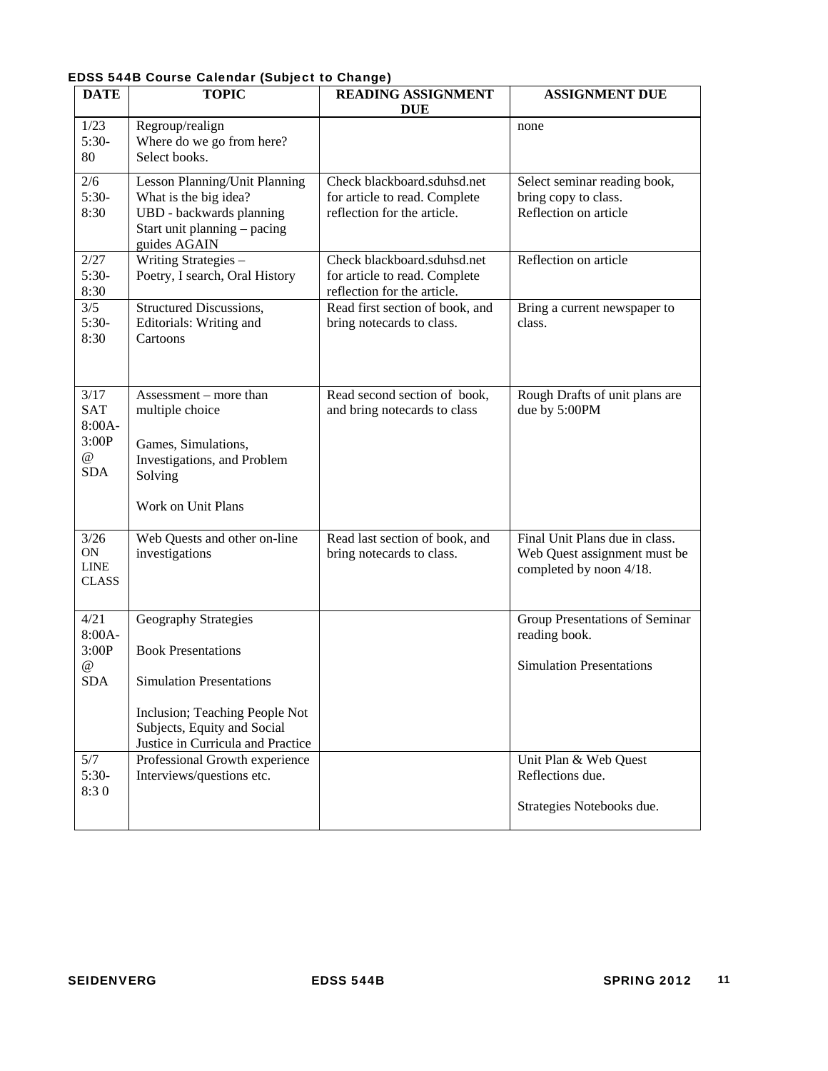**EDSS 544B Course Calendar (Subject to Change)**

| DATE | TOPIC | READING ASSIGNMENT DUE | ASSIGNMENT DUE |
|---|---|---|---|
| 1/23 5:30-80 | Regroup/realign Where do we go from here? Select books. | | none |
| 2/6 5:30-8:30 | Lesson Planning/Unit Planning What is the big idea? UBD - backwards planning Start unit planning – pacing guides AGAIN | Check blackboard.sduhsd.net for article to read. Complete reflection for the article. | Select seminar reading book, bring copy to class. Reflection on article |
| 2/27 5:30-8:30 | Writing Strategies – Poetry, I search, Oral History | Check blackboard.sduhsd.net for article to read. Complete reflection for the article. | Reflection on article |
| 3/5 5:30-8:30 | Structured Discussions, Editorials: Writing and Cartoons | Read first section of book, and bring notecards to class. | Bring a current newspaper to class. |
| 3/17 SAT 8:00A-3:00P @ SDA | Assessment – more than multiple choice<br><br>Games, Simulations, Investigations, and Problem Solving<br><br>Work on Unit Plans | Read second section of book, and bring notecards to class | Rough Drafts of unit plans are due by 5:00PM |
| 3/26 ON LINE CLASS | Web Quests and other on-line investigations | Read last section of book, and bring notecards to class. | Final Unit Plans due in class. Web Quest assignment must be completed by noon 4/18. |
| 4/21 8:00A-3:00P @ SDA | Geography Strategies<br><br>Book Presentations<br><br>Simulation Presentations<br><br>Inclusion; Teaching People Not Subjects, Equity and Social Justice in Curricula and Practice | | Group Presentations of Seminar reading book.<br><br>Simulation Presentations |
| 5/7 5:30-8:3 0 | Professional Growth experience Interviews/questions etc. | | Unit Plan & Web Quest Reflections due.<br><br>Strategies Notebooks due. |